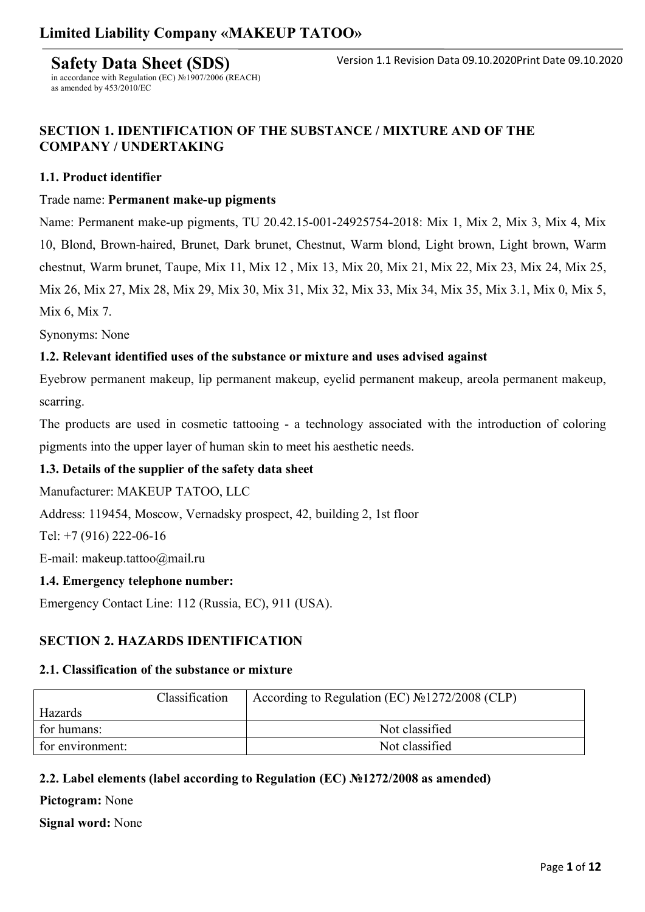# Limited Liability Company «MAKEUP TATOO»

**Safety Data Sheet (SDS)**

in accordance with Regulation (EC) №1907/2006 (REACH) as amended by 453/2010/EC

Version 1.1 Revision Data 09.10.2020Print Date 09.10.2020

## SECTION 1. IDENTIFICATION OF THE SUBSTANCE / MIXTURE AND OF THE COMPANY / UNDERTAKING

### 1.1. Product identifier

Trade name: **Permanent make-up pigments**

Name: Permanent make-up pigments, TU 20.42.15-001-24925754-2018: Mix 1, Mix 2, Mix 3, Mix 4, Mix 10, Blond, Brown-haired, Brunet, Dark brunet, Chestnut, Warm blond, Light brown, Light brown, Warm chestnut, Warm brunet, Taupe, Mix 11, Mix 12 , Mix 13, Mix 20, Mix 21, Mix 22, Mix 23, Mix 24, Mix 25, Mix 26, Mix 27, Mix 28, Mix 29, Mix 30, Mix 31, Mix 32, Mix 33, Mix 34, Mix 35, Mix 3.1, Mix 0, Mix 5, Mix 6, Mix 7.

Synonyms: None

### 1.2. Relevant identified uses of the substance or mixture and uses advised against

Eyebrow permanent makeup, lip permanent makeup, eyelid permanent makeup, areola permanent makeup, scarring.

The products are used in cosmetic tattooing - a technology associated with the introduction of coloring pigments into the upper layer of human skin to meet his aesthetic needs.

### 1.3. Details of the supplier of the safety data sheet

Manufacturer: MAKEUP TATOO, LLC

Address: 119454, Moscow, Vernadsky prospect, 42, building 2, 1st floor

Tel: +7 (916) 222-06-16

E-mail: makeup.tattoo@mail.ru

### 1.4. Emergency telephone number:

Emergency Contact Line: 112 (Russia, EC), 911 (USA).

## SECTION 2. HAZARDS IDENTIFICATION

### 2.1. Classification of the substance or mixture

| Hazards / Classification | According to Regulation (EC) №1272/2008 (CLP) |
|---|---|
| for humans: | Not classified |
| for environment: | Not classified |

### 2.2. Label elements (label according to Regulation (EC) №1272/2008 as amended)

**Pictogram:** None

**Signal word:** None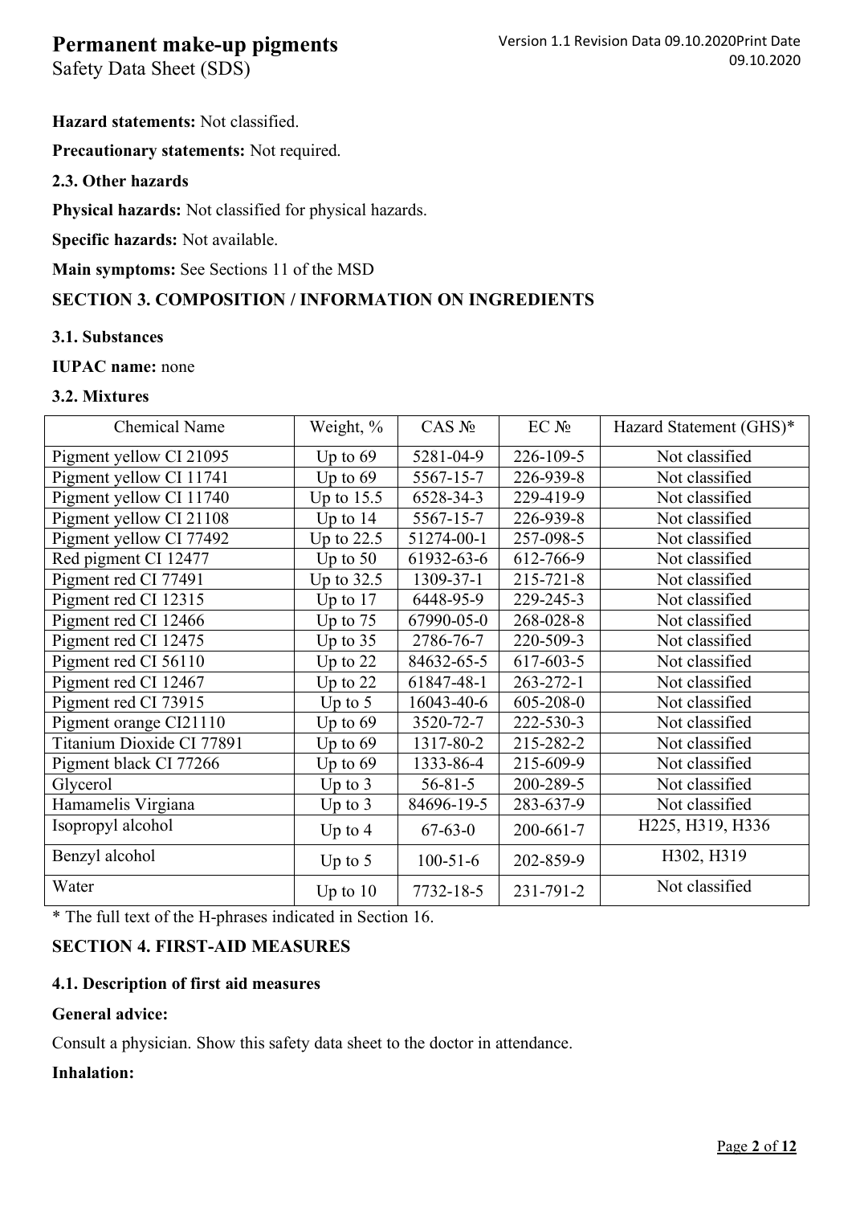**Hazard statements:** Not classified.

**Precautionary statements:** Not required.

**2.3. Other hazards**

**Physical hazards:** Not classified for physical hazards.

**Specific hazards:** Not available.

**Main symptoms:** See Sections 11 of the MSD

## SECTION 3. COMPOSITION / INFORMATION ON INGREDIENTS

### 3.1. Substances

**IUPAC name:** none

### 3.2. Mixtures

| Chemical Name | Weight, % | CAS № | EC № | Hazard Statement (GHS)* |
|---|---|---|---|---|
| Pigment yellow CI 21095 | Up to 69 | 5281-04-9 | 226-109-5 | Not classified |
| Pigment yellow CI 11741 | Up to 69 | 5567-15-7 | 226-939-8 | Not classified |
| Pigment yellow CI 11740 | Up to 15.5 | 6528-34-3 | 229-419-9 | Not classified |
| Pigment yellow CI 21108 | Up to 14 | 5567-15-7 | 226-939-8 | Not classified |
| Pigment yellow CI 77492 | Up to 22.5 | 51274-00-1 | 257-098-5 | Not classified |
| Red pigment CI 12477 | Up to 50 | 61932-63-6 | 612-766-9 | Not classified |
| Pigment red CI 77491 | Up to 32.5 | 1309-37-1 | 215-721-8 | Not classified |
| Pigment red CI 12315 | Up to 17 | 6448-95-9 | 229-245-3 | Not classified |
| Pigment red CI 12466 | Up to 75 | 67990-05-0 | 268-028-8 | Not classified |
| Pigment red CI 12475 | Up to 35 | 2786-76-7 | 220-509-3 | Not classified |
| Pigment red CI 56110 | Up to 22 | 84632-65-5 | 617-603-5 | Not classified |
| Pigment red CI 12467 | Up to 22 | 61847-48-1 | 263-272-1 | Not classified |
| Pigment red CI 73915 | Up to 5 | 16043-40-6 | 605-208-0 | Not classified |
| Pigment orange CI21110 | Up to 69 | 3520-72-7 | 222-530-3 | Not classified |
| Titanium Dioxide CI 77891 | Up to 69 | 1317-80-2 | 215-282-2 | Not classified |
| Pigment black CI 77266 | Up to 69 | 1333-86-4 | 215-609-9 | Not classified |
| Glycerol | Up to 3 | 56-81-5 | 200-289-5 | Not classified |
| Hamamelis Virgiana | Up to 3 | 84696-19-5 | 283-637-9 | Not classified |
| Isopropyl alcohol | Up to 4 | 67-63-0 | 200-661-7 | H225, H319, H336 |
| Benzyl alcohol | Up to 5 | 100-51-6 | 202-859-9 | H302, H319 |
| Water | Up to 10 | 7732-18-5 | 231-791-2 | Not classified |

* The full text of the H-phrases indicated in Section 16.

## SECTION 4. FIRST-AID MEASURES

### 4.1. Description of first aid measures

**General advice:**

Consult a physician. Show this safety data sheet to the doctor in attendance.

**Inhalation:**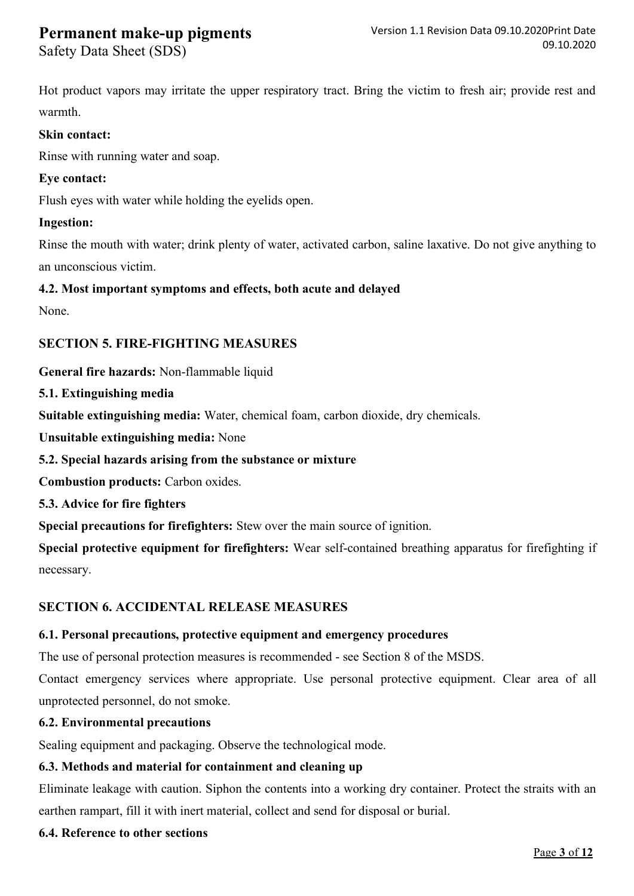Hot product vapors may irritate the upper respiratory tract. Bring the victim to fresh air; provide rest and warmth.

**Skin contact:**

Rinse with running water and soap.

**Eye contact:**

Flush eyes with water while holding the eyelids open.

**Ingestion:**

Rinse the mouth with water; drink plenty of water, activated carbon, saline laxative. Do not give anything to an unconscious victim.

### 4.2. Most important symptoms and effects, both acute and delayed

None.

## SECTION 5. FIRE-FIGHTING MEASURES

**General fire hazards:** Non-flammable liquid

### 5.1. Extinguishing media

**Suitable extinguishing media:** Water, chemical foam, carbon dioxide, dry chemicals.

**Unsuitable extinguishing media:** None

### 5.2. Special hazards arising from the substance or mixture

**Combustion products:** Carbon oxides.

### 5.3. Advice for fire fighters

**Special precautions for firefighters:** Stew over the main source of ignition.

**Special protective equipment for firefighters:** Wear self-contained breathing apparatus for firefighting if necessary.

## SECTION 6. ACCIDENTAL RELEASE MEASURES

### 6.1. Personal precautions, protective equipment and emergency procedures

The use of personal protection measures is recommended - see Section 8 of the MSDS.

Contact emergency services where appropriate. Use personal protective equipment. Clear area of all unprotected personnel, do not smoke.

### 6.2. Environmental precautions

Sealing equipment and packaging. Observe the technological mode.

### 6.3. Methods and material for containment and cleaning up

Eliminate leakage with caution. Siphon the contents into a working dry container. Protect the straits with an earthen rampart, fill it with inert material, collect and send for disposal or burial.

### 6.4. Reference to other sections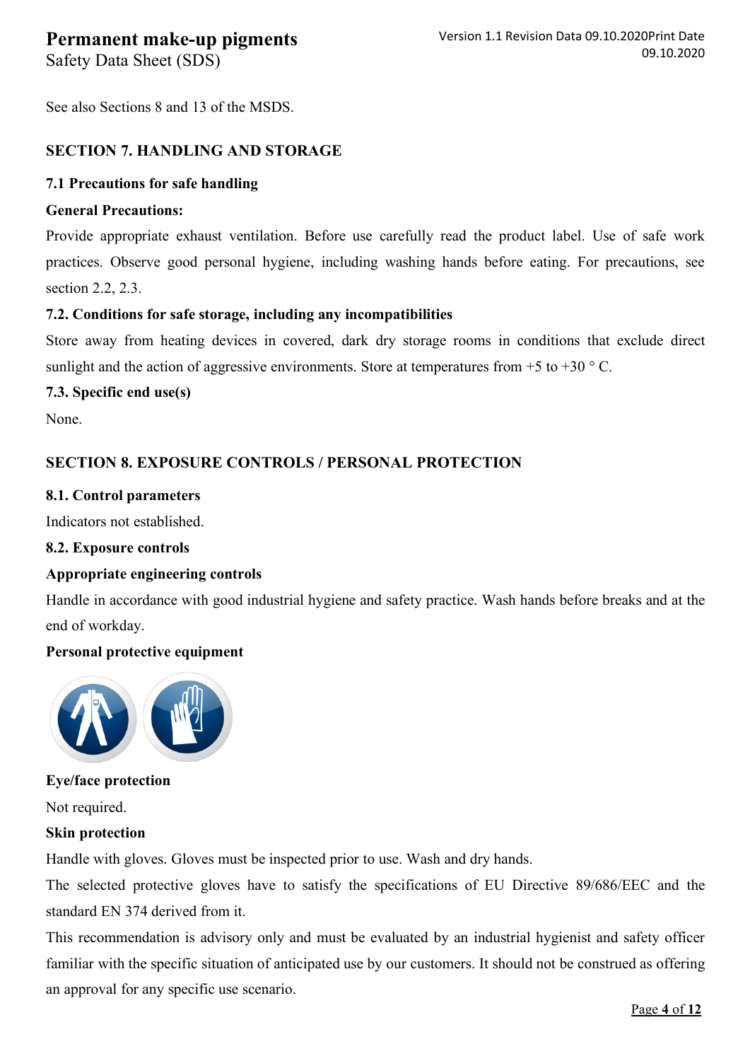See also Sections 8 and 13 of the MSDS.

## SECTION 7. HANDLING AND STORAGE

### 7.1 Precautions for safe handling

**General Precautions:**

Provide appropriate exhaust ventilation. Before use carefully read the product label. Use of safe work practices. Observe good personal hygiene, including washing hands before eating. For precautions, see section 2.2, 2.3.

### 7.2. Conditions for safe storage, including any incompatibilities

Store away from heating devices in covered, dark dry storage rooms in conditions that exclude direct sunlight and the action of aggressive environments. Store at temperatures from +5 to +30 ° C.

### 7.3. Specific end use(s)

None.

## SECTION 8. EXPOSURE CONTROLS / PERSONAL PROTECTION

### 8.1. Control parameters

Indicators not established.

### 8.2. Exposure controls

**Appropriate engineering controls**

Handle in accordance with good industrial hygiene and safety practice. Wash hands before breaks and at the end of workday.

**Personal protective equipment**

**Eye/face protection**

Not required.

**Skin protection**

Handle with gloves. Gloves must be inspected prior to use. Wash and dry hands.

The selected protective gloves have to satisfy the specifications of EU Directive 89/686/EEC and the standard EN 374 derived from it.

This recommendation is advisory only and must be evaluated by an industrial hygienist and safety officer familiar with the specific situation of anticipated use by our customers. It should not be construed as offering an approval for any specific use scenario.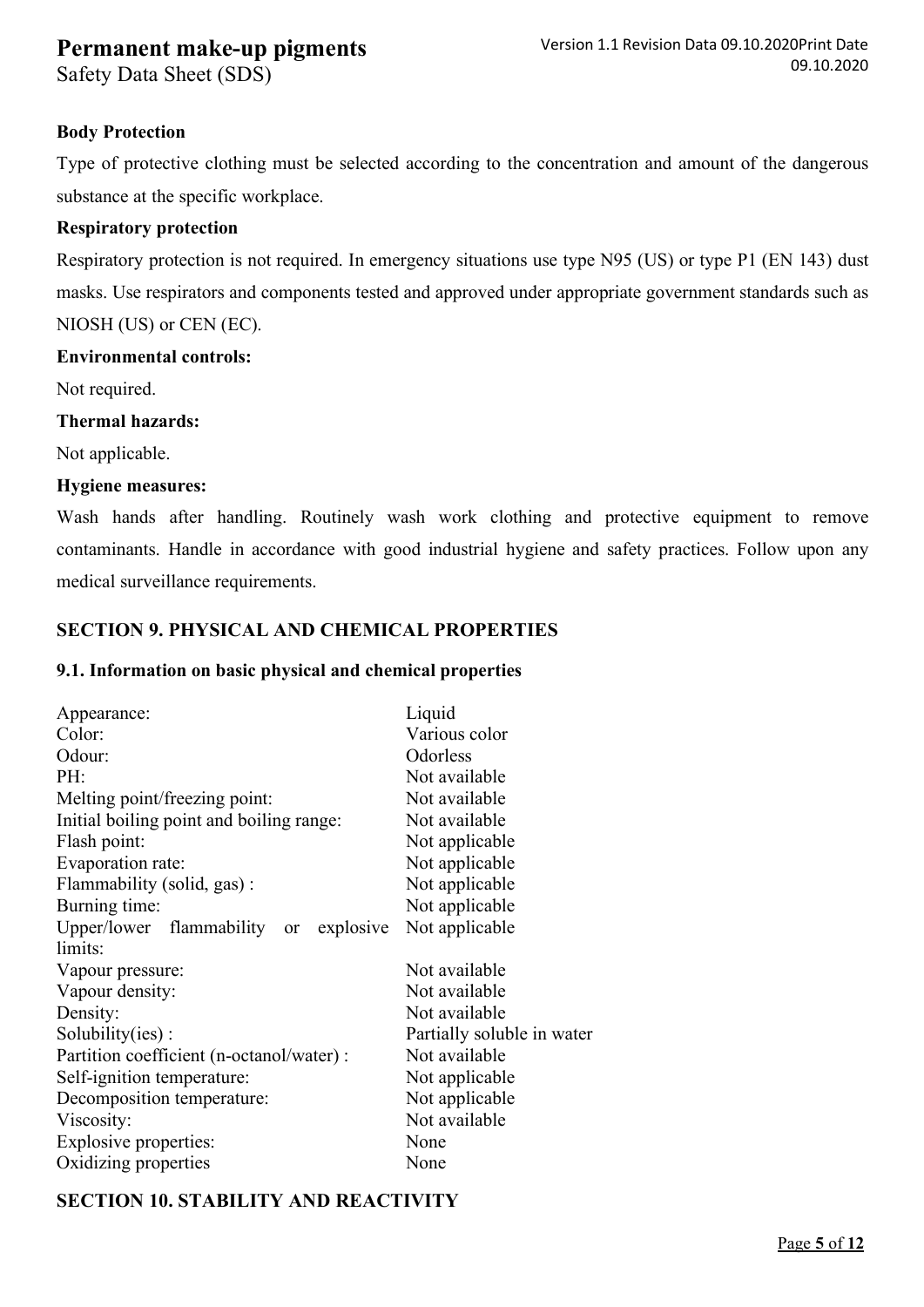**Body Protection**

Type of protective clothing must be selected according to the concentration and amount of the dangerous substance at the specific workplace.

**Respiratory protection**

Respiratory protection is not required. In emergency situations use type N95 (US) or type P1 (EN 143) dust masks. Use respirators and components tested and approved under appropriate government standards such as NIOSH (US) or CEN (EC).

**Environmental controls:**

Not required.

**Thermal hazards:**

Not applicable.

**Hygiene measures:**

Wash hands after handling. Routinely wash work clothing and protective equipment to remove contaminants. Handle in accordance with good industrial hygiene and safety practices. Follow upon any medical surveillance requirements.

## SECTION 9. PHYSICAL AND CHEMICAL PROPERTIES

### 9.1. Information on basic physical and chemical properties

| | |
|---|---|
| Appearance: | Liquid |
| Color: | Various color |
| Odour: | Odorless |
| PH: | Not available |
| Melting point/freezing point: | Not available |
| Initial boiling point and boiling range: | Not available |
| Flash point: | Not applicable |
| Evaporation rate: | Not applicable |
| Flammability (solid, gas) : | Not applicable |
| Burning time: | Not applicable |
| Upper/lower flammability or explosive limits: | Not applicable |
| Vapour pressure: | Not available |
| Vapour density: | Not available |
| Density: | Not available |
| Solubility(ies) : | Partially soluble in water |
| Partition coefficient (n-octanol/water) : | Not available |
| Self-ignition temperature: | Not applicable |
| Decomposition temperature: | Not applicable |
| Viscosity: | Not available |
| Explosive properties: | None |
| Oxidizing properties | None |

## SECTION 10. STABILITY AND REACTIVITY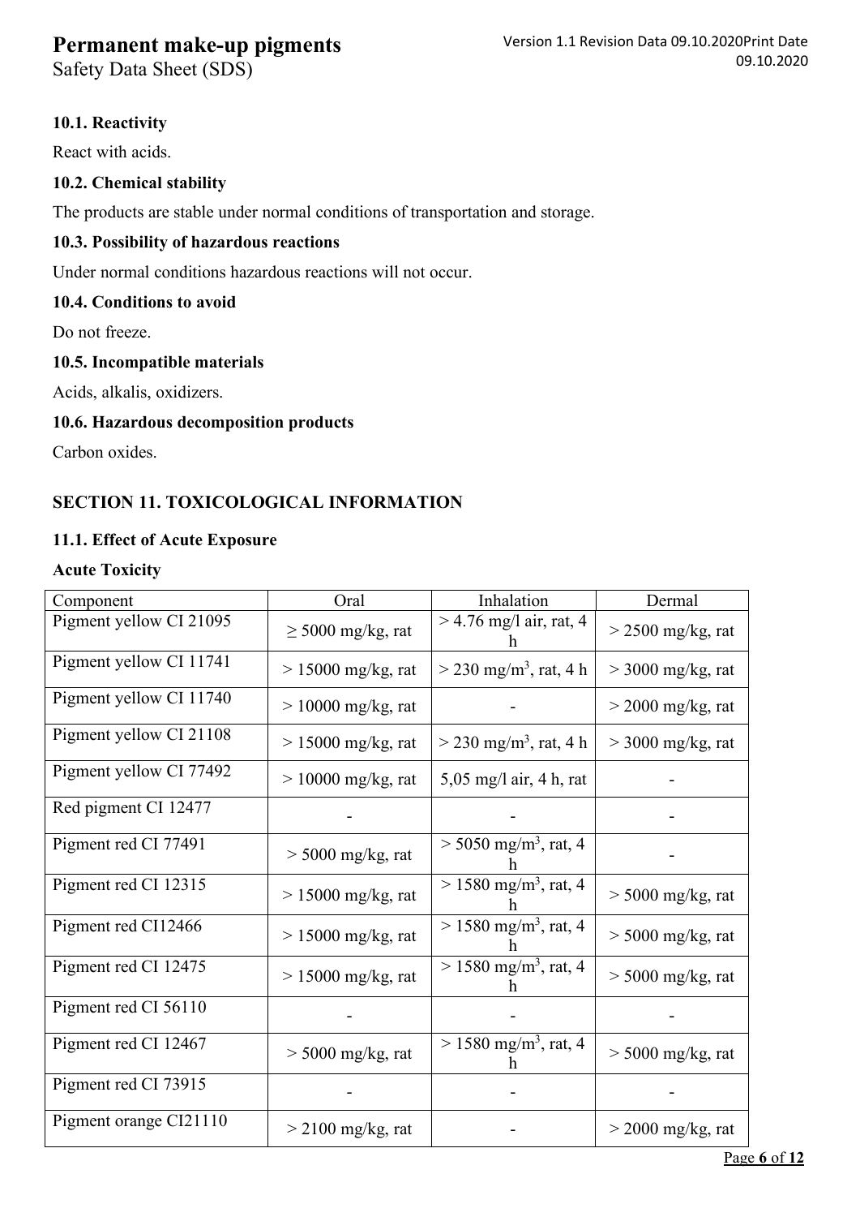### 10.1. Reactivity

React with acids.

### 10.2. Chemical stability

The products are stable under normal conditions of transportation and storage.

### 10.3. Possibility of hazardous reactions

Under normal conditions hazardous reactions will not occur.

### 10.4. Conditions to avoid

Do not freeze.

### 10.5. Incompatible materials

Acids, alkalis, oxidizers.

### 10.6. Hazardous decomposition products

Carbon oxides.

## SECTION 11. TOXICOLOGICAL INFORMATION

### 11.1. Effect of Acute Exposure

**Acute Toxicity**

| Component | Oral | Inhalation | Dermal |
|---|---|---|---|
| Pigment yellow CI 21095 | ≥ 5000 mg/kg, rat | > 4.76 mg/l air, rat, 4 h | > 2500 mg/kg, rat |
| Pigment yellow CI 11741 | > 15000 mg/kg, rat | > 230 mg/m$^3$, rat, 4 h | > 3000 mg/kg, rat |
| Pigment yellow CI 11740 | > 10000 mg/kg, rat | - | > 2000 mg/kg, rat |
| Pigment yellow CI 21108 | > 15000 mg/kg, rat | > 230 mg/m$^3$, rat, 4 h | > 3000 mg/kg, rat |
| Pigment yellow CI 77492 | > 10000 mg/kg, rat | 5,05 mg/l air, 4 h, rat | - |
| Red pigment CI 12477 | - | - | - |
| Pigment red CI 77491 | > 5000 mg/kg, rat | > 5050 mg/m$^3$, rat, 4 h | - |
| Pigment red CI 12315 | > 15000 mg/kg, rat | > 1580 mg/m$^3$, rat, 4 h | > 5000 mg/kg, rat |
| Pigment red CI12466 | > 15000 mg/kg, rat | > 1580 mg/m$^3$, rat, 4 h | > 5000 mg/kg, rat |
| Pigment red CI 12475 | > 15000 mg/kg, rat | > 1580 mg/m$^3$, rat, 4 h | > 5000 mg/kg, rat |
| Pigment red CI 56110 | - | - | - |
| Pigment red CI 12467 | > 5000 mg/kg, rat | > 1580 mg/m$^3$, rat, 4 h | > 5000 mg/kg, rat |
| Pigment red CI 73915 | - | - | - |
| Pigment orange CI21110 | > 2100 mg/kg, rat | - | > 2000 mg/kg, rat |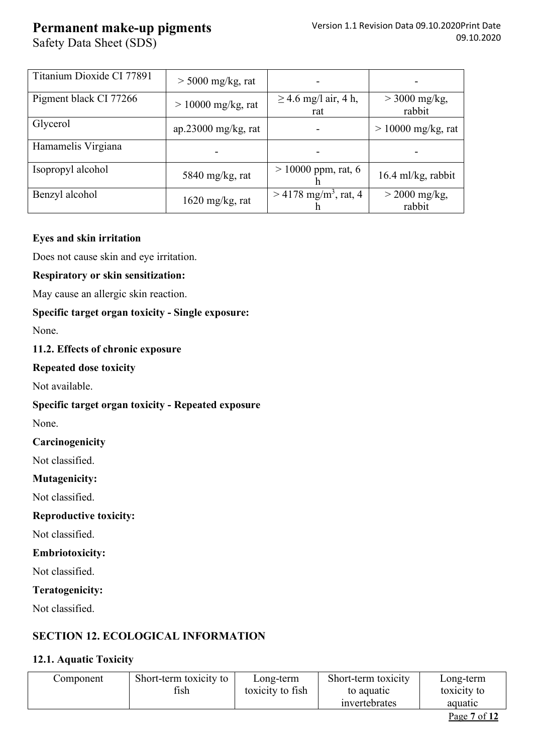| Titanium Dioxide CI 77891 | > 5000 mg/kg, rat | - | - |
|---|---|---|---|
| Pigment black CI 77266 | > 10000 mg/kg, rat | ≥ 4.6 mg/l air, 4 h, rat | > 3000 mg/kg, rabbit |
| Glycerol | ap.23000 mg/kg, rat | - | > 10000 mg/kg, rat |
| Hamamelis Virgiana | - | - | - |
| Isopropyl alcohol | 5840 mg/kg, rat | > 10000 ppm, rat, 6 h | 16.4 ml/kg, rabbit |
| Benzyl alcohol | 1620 mg/kg, rat | > 4178 $mg/m^3$, rat, 4 h | > 2000 mg/kg, rabbit |

**Eyes and skin irritation**

Does not cause skin and eye irritation.

**Respiratory or skin sensitization:**

May cause an allergic skin reaction.

**Specific target organ toxicity - Single exposure:**

None.

**11.2. Effects of chronic exposure**

**Repeated dose toxicity**

Not available.

**Specific target organ toxicity - Repeated exposure**

None.

**Carcinogenicity**

Not classified.

**Mutagenicity:**

Not classified.

**Reproductive toxicity:**

Not classified.

**Embriotoxicity:**

Not classified.

**Teratogenicity:**

Not classified.

## SECTION 12. ECOLOGICAL INFORMATION

### 12.1. Aquatic Toxicity

| Component | Short-term toxicity to fish | Long-term toxicity to fish | Short-term toxicity to aquatic invertebrates | Long-term toxicity to aquatic |
|---|---|---|---|---|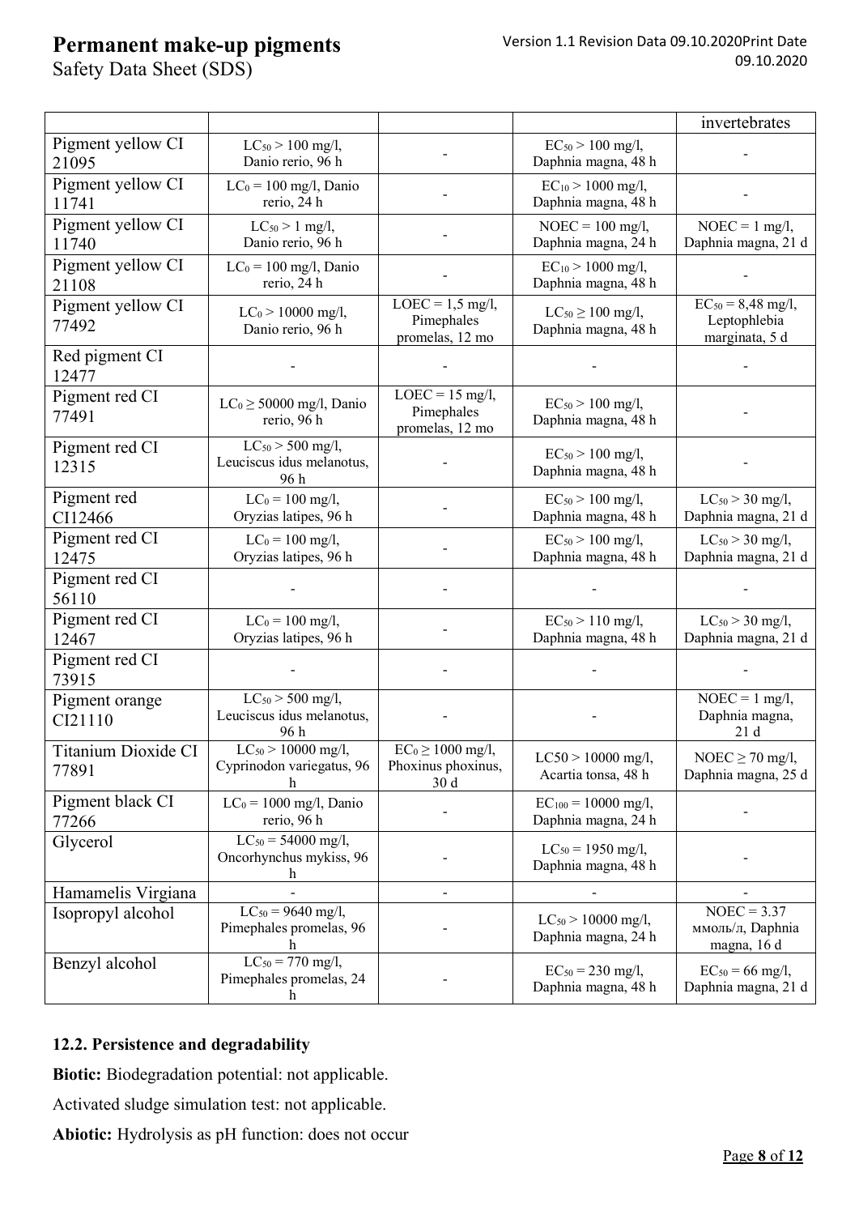| | | | | invertebrates |
|---|---|---|---|---|
| Pigment yellow CI 21095 | $LC_{50}$ > 100 mg/l, Danio rerio, 96 h | - | $EC_{50}$ > 100 mg/l, Daphnia magna, 48 h | - |
| Pigment yellow CI 11741 | $LC_0$ = 100 mg/l, Danio rerio, 24 h | - | $EC_{10}$ > 1000 mg/l, Daphnia magna, 48 h | - |
| Pigment yellow CI 11740 | $LC_{50}$ > 1 mg/l, Danio rerio, 96 h | - | NOEC = 100 mg/l, Daphnia magna, 24 h | NOEC = 1 mg/l, Daphnia magna, 21 d |
| Pigment yellow CI 21108 | $LC_0$ = 100 mg/l, Danio rerio, 24 h | - | $EC_{10}$ > 1000 mg/l, Daphnia magna, 48 h | - |
| Pigment yellow CI 77492 | $LC_0$ > 10000 mg/l, Danio rerio, 96 h | LOEC = 1,5 mg/l, Pimephales promelas, 12 mo | $LC_{50}$ ≥ 100 mg/l, Daphnia magna, 48 h | $EC_{50}$ = 8,48 mg/l, Leptophlebia marginata, 5 d |
| Red pigment CI 12477 | - | - | - | - |
| Pigment red CI 77491 | $LC_0$ ≥ 50000 mg/l, Danio rerio, 96 h | LOEC = 15 mg/l, Pimephales promelas, 12 mo | $EC_{50}$ > 100 mg/l, Daphnia magna, 48 h | - |
| Pigment red CI 12315 | $LC_{50}$ > 500 mg/l, Leuciscus idus melanotus, 96 h | - | $EC_{50}$ > 100 mg/l, Daphnia magna, 48 h | - |
| Pigment red CI12466 | $LC_0$ = 100 mg/l, Oryzias latipes, 96 h | - | $EC_{50}$ > 100 mg/l, Daphnia magna, 48 h | $LC_{50}$ > 30 mg/l, Daphnia magna, 21 d |
| Pigment red CI 12475 | $LC_0$ = 100 mg/l, Oryzias latipes, 96 h | - | $EC_{50}$ > 100 mg/l, Daphnia magna, 48 h | $LC_{50}$ > 30 mg/l, Daphnia magna, 21 d |
| Pigment red CI 56110 | - | - | - | - |
| Pigment red CI 12467 | $LC_0$ = 100 mg/l, Oryzias latipes, 96 h | - | $EC_{50}$ > 110 mg/l, Daphnia magna, 48 h | $LC_{50}$ > 30 mg/l, Daphnia magna, 21 d |
| Pigment red CI 73915 | - | - | - | - |
| Pigment orange CI21110 | $LC_{50}$ > 500 mg/l, Leuciscus idus melanotus, 96 h | - | - | NOEC = 1 mg/l, Daphnia magna, 21 d |
| Titanium Dioxide CI 77891 | $LC_{50}$ > 10000 mg/l, Cyprinodon variegatus, 96 h | $EC_0$ ≥ 1000 mg/l, Phoxinus phoxinus, 30 d | LC50 > 10000 mg/l, Acartia tonsa, 48 h | NOEC ≥ 70 mg/l, Daphnia magna, 25 d |
| Pigment black CI 77266 | $LC_0$ = 1000 mg/l, Danio rerio, 96 h | - | $EC_{100}$ = 10000 mg/l, Daphnia magna, 24 h | - |
| Glycerol | $LC_{50}$ = 54000 mg/l, Oncorhynchus mykiss, 96 h | - | $LC_{50}$ = 1950 mg/l, Daphnia magna, 48 h | - |
| Hamamelis Virgiana | - | - | - | - |
| Isopropyl alcohol | $LC_{50}$ = 9640 mg/l, Pimephales promelas, 96 h | - | $LC_{50}$ > 10000 mg/l, Daphnia magna, 24 h | NOEC = 3.37 ммоль/л, Daphnia magna, 16 d |
| Benzyl alcohol | $LC_{50}$ = 770 mg/l, Pimephales promelas, 24 h | - | $EC_{50}$ = 230 mg/l, Daphnia magna, 48 h | $EC_{50}$ = 66 mg/l, Daphnia magna, 21 d |

### 12.2. Persistence and degradability

**Biotic:** Biodegradation potential: not applicable.

Activated sludge simulation test: not applicable.

**Abiotic:** Hydrolysis as pH function: does not occur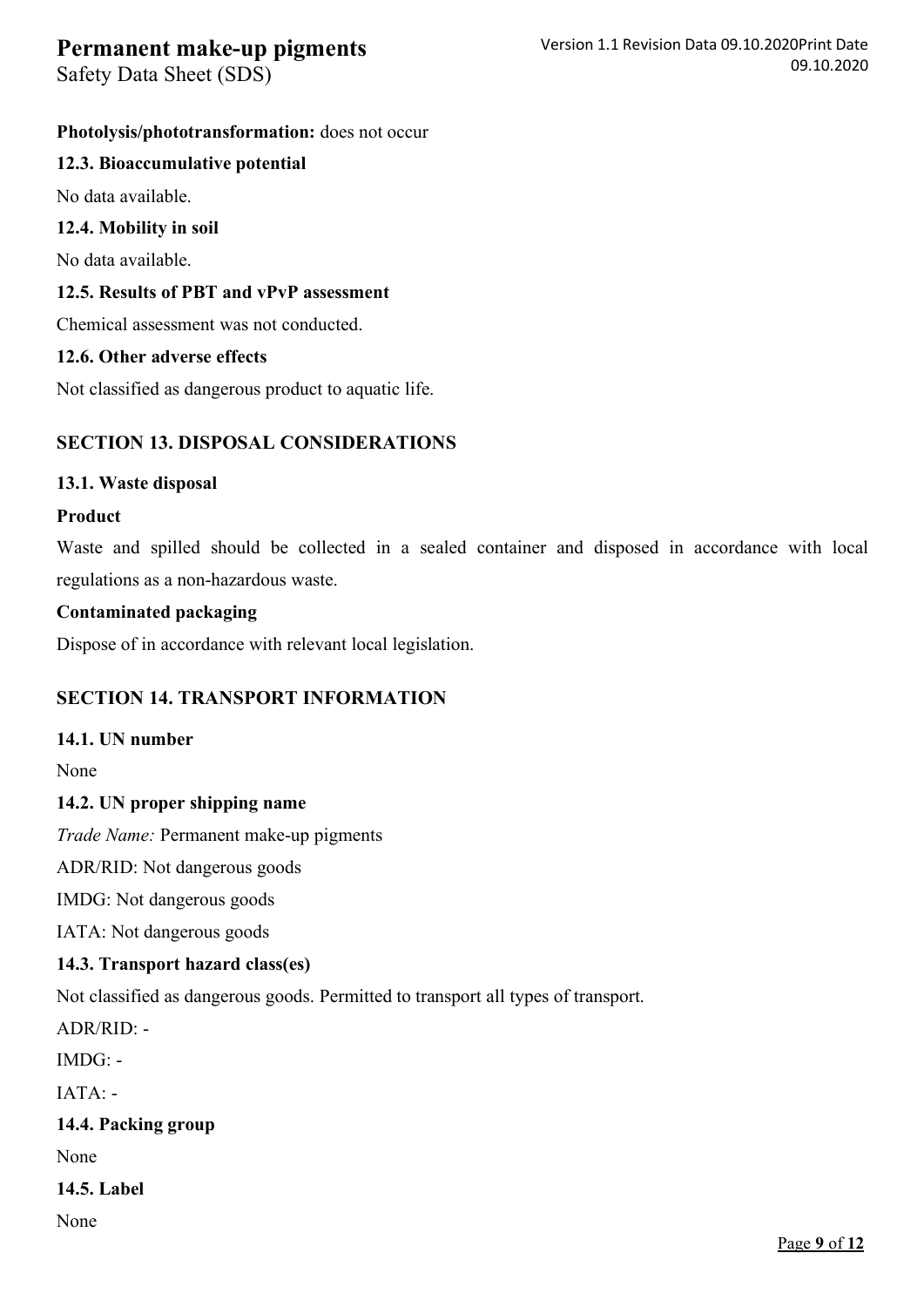**Photolysis/phototransformation:** does not occur

**12.3. Bioaccumulative potential**

No data available.

**12.4. Mobility in soil**

No data available.

**12.5. Results of PBT and vPvP assessment**

Chemical assessment was not conducted.

**12.6. Other adverse effects**

Not classified as dangerous product to aquatic life.

## SECTION 13. DISPOSAL CONSIDERATIONS

**13.1. Waste disposal**

**Product**

Waste and spilled should be collected in a sealed container and disposed in accordance with local regulations as a non-hazardous waste.

**Contaminated packaging**

Dispose of in accordance with relevant local legislation.

## SECTION 14. TRANSPORT INFORMATION

**14.1. UN number**

None

**14.2. UN proper shipping name**

*Trade Name:* Permanent make-up pigments

ADR/RID: Not dangerous goods

IMDG: Not dangerous goods

IATA: Not dangerous goods

**14.3. Transport hazard class(es)**

Not classified as dangerous goods. Permitted to transport all types of transport.

ADR/RID: -

IMDG: -

IATA: -

**14.4. Packing group**

None

**14.5. Label**

None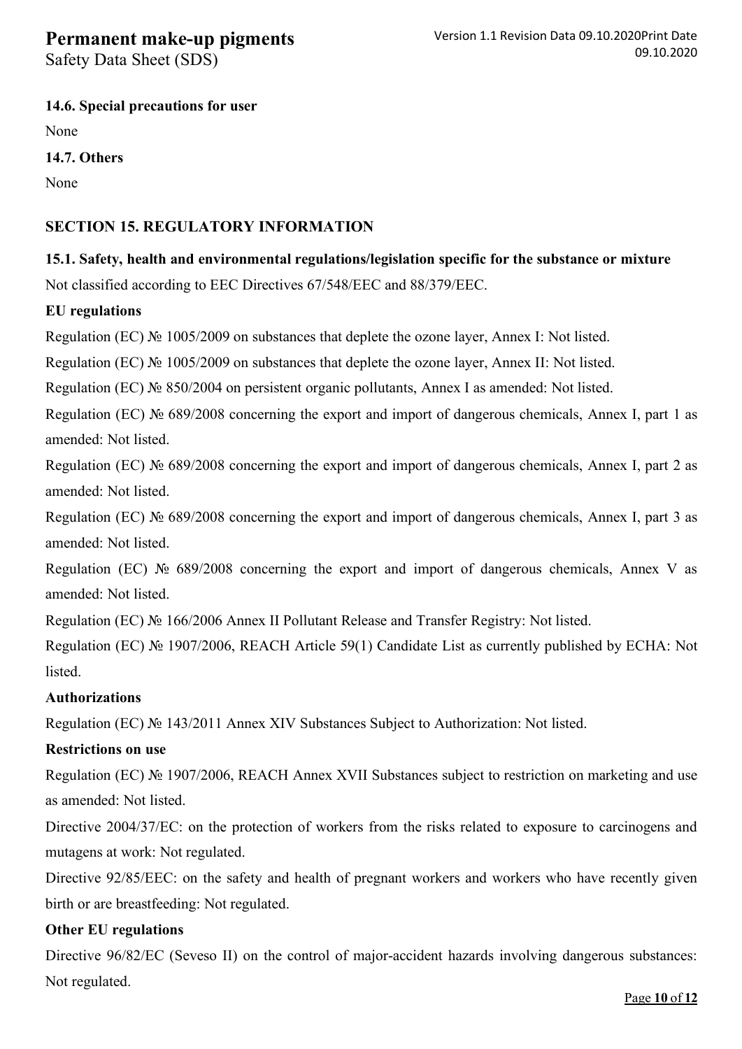### 14.6. Special precautions for user

None

### 14.7. Others

None

## SECTION 15. REGULATORY INFORMATION

### 15.1. Safety, health and environmental regulations/legislation specific for the substance or mixture

Not classified according to EEC Directives 67/548/EEC and 88/379/EEC.

**EU regulations**

Regulation (EC) № 1005/2009 on substances that deplete the ozone layer, Annex I: Not listed.

Regulation (EC) № 1005/2009 on substances that deplete the ozone layer, Annex II: Not listed.

Regulation (EC) № 850/2004 on persistent organic pollutants, Annex I as amended: Not listed.

Regulation (EC) № 689/2008 concerning the export and import of dangerous chemicals, Annex I, part 1 as amended: Not listed.

Regulation (EC) № 689/2008 concerning the export and import of dangerous chemicals, Annex I, part 2 as amended: Not listed.

Regulation (EC) № 689/2008 concerning the export and import of dangerous chemicals, Annex I, part 3 as amended: Not listed.

Regulation (EC) № 689/2008 concerning the export and import of dangerous chemicals, Annex V as amended: Not listed.

Regulation (EC) № 166/2006 Annex II Pollutant Release and Transfer Registry: Not listed.

Regulation (EC) № 1907/2006, REACH Article 59(1) Candidate List as currently published by ECHA: Not listed.

**Authorizations**

Regulation (EC) № 143/2011 Annex XIV Substances Subject to Authorization: Not listed.

**Restrictions on use**

Regulation (EC) № 1907/2006, REACH Annex XVII Substances subject to restriction on marketing and use as amended: Not listed.

Directive 2004/37/EC: on the protection of workers from the risks related to exposure to carcinogens and mutagens at work: Not regulated.

Directive 92/85/EEC: on the safety and health of pregnant workers and workers who have recently given birth or are breastfeeding: Not regulated.

**Other EU regulations**

Directive 96/82/EC (Seveso II) on the control of major-accident hazards involving dangerous substances: Not regulated.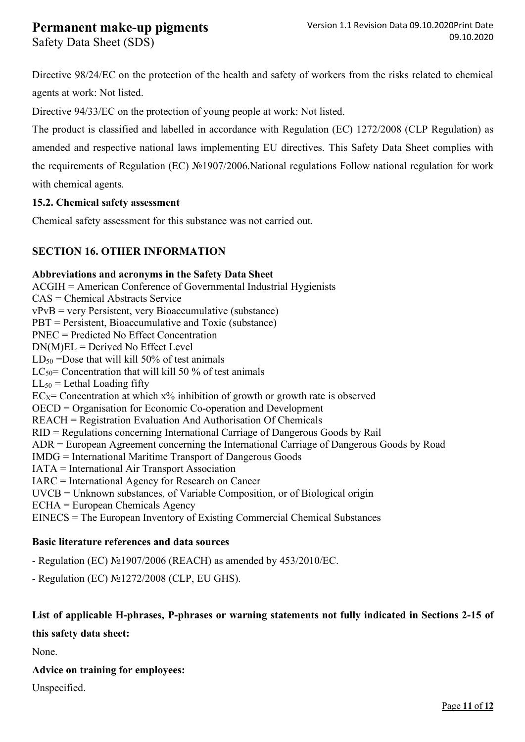Directive 98/24/EC on the protection of the health and safety of workers from the risks related to chemical agents at work: Not listed.

Directive 94/33/EC on the protection of young people at work: Not listed.

The product is classified and labelled in accordance with Regulation (EC) 1272/2008 (CLP Regulation) as amended and respective national laws implementing EU directives. This Safety Data Sheet complies with the requirements of Regulation (EC) №1907/2006.National regulations Follow national regulation for work with chemical agents.

**15.2. Chemical safety assessment**

Chemical safety assessment for this substance was not carried out.

## SECTION 16. OTHER INFORMATION

**Abbreviations and acronyms in the Safety Data Sheet**

ACGIH = American Conference of Governmental Industrial Hygienists
CAS = Chemical Abstracts Service
vPvB = very Persistent, very Bioaccumulative (substance)
PBT = Persistent, Bioaccumulative and Toxic (substance)
PNEC = Predicted No Effect Concentration
DN(M)EL = Derived No Effect Level
$LD_{50}$ =Dose that will kill 50% of test animals
$LC_{50}$= Concentration that will kill 50 % of test animals
$LL_{50}$ = Lethal Loading fifty
$EC_X$= Concentration at which x% inhibition of growth or growth rate is observed
OECD = Organisation for Economic Co-operation and Development
REACH = Registration Evaluation And Authorisation Of Chemicals
RID = Regulations concerning International Carriage of Dangerous Goods by Rail
ADR = European Agreement concerning the International Carriage of Dangerous Goods by Road
IMDG = International Maritime Transport of Dangerous Goods
IATA = International Air Transport Association
IARC = International Agency for Research on Cancer
UVCB = Unknown substances, of Variable Composition, or of Biological origin
ECHA = European Chemicals Agency
EINECS = The European Inventory of Existing Commercial Chemical Substances

**Basic literature references and data sources**

- Regulation (EC) №1907/2006 (REACH) as amended by 453/2010/EC.
- Regulation (EC) №1272/2008 (CLP, EU GHS).

**List of applicable H-phrases, P-phrases or warning statements not fully indicated in Sections 2-15 of this safety data sheet:**

None.

**Advice on training for employees:**

Unspecified.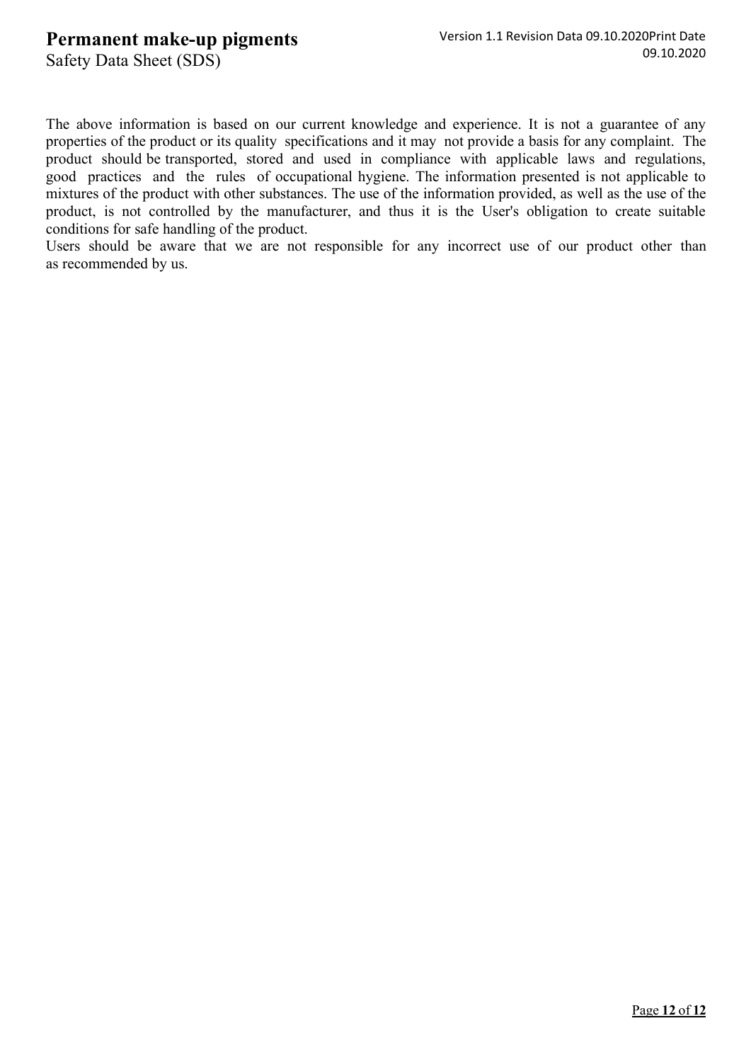The above information is based on our current knowledge and experience. It is not a guarantee of any properties of the product or its quality specifications and it may not provide a basis for any complaint. The product should be transported, stored and used in compliance with applicable laws and regulations, good practices and the rules of occupational hygiene. The information presented is not applicable to mixtures of the product with other substances. The use of the information provided, as well as the use of the product, is not controlled by the manufacturer, and thus it is the User's obligation to create suitable conditions for safe handling of the product.

Users should be aware that we are not responsible for any incorrect use of our product other than as recommended by us.